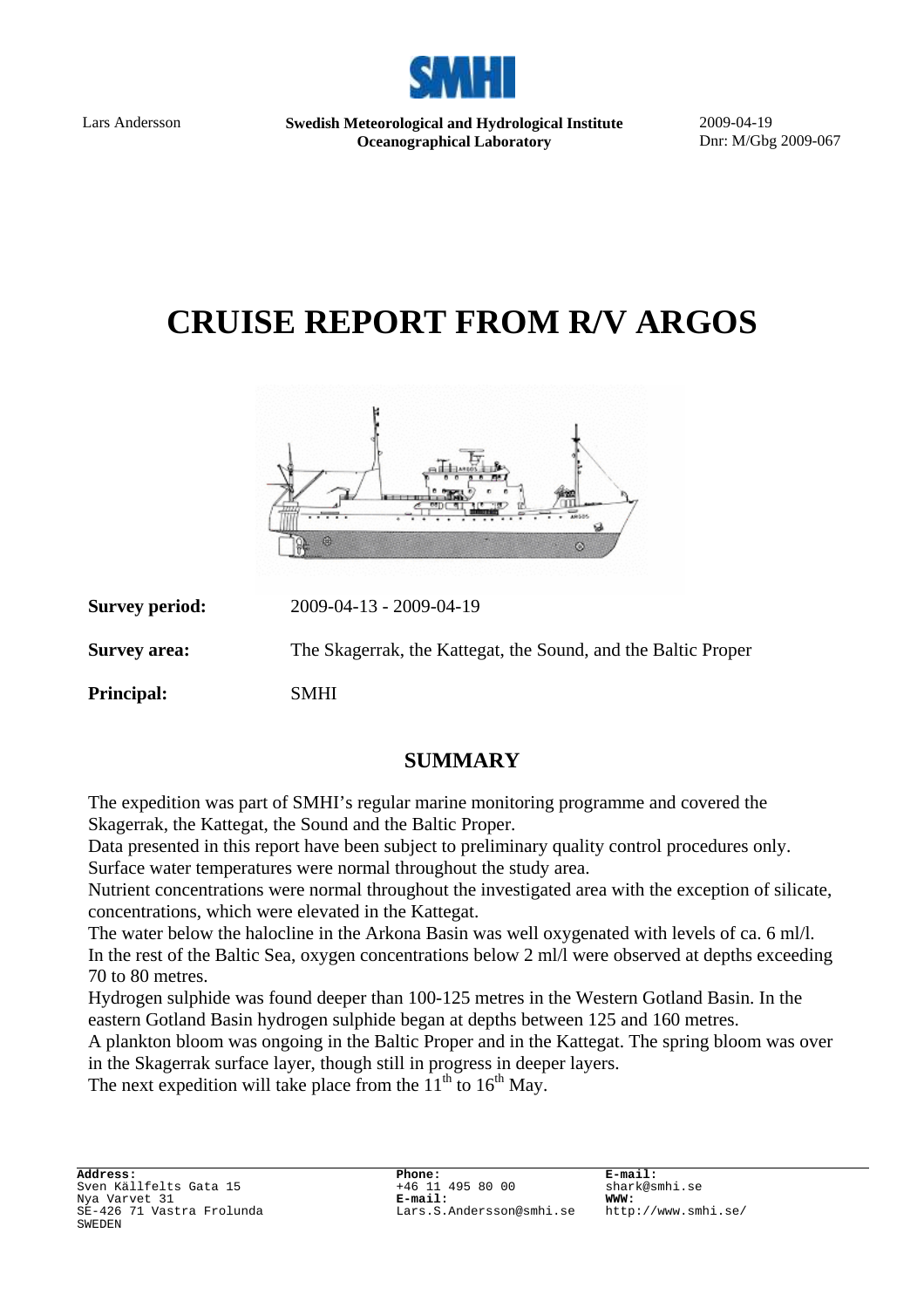Lars Andersson

**Swedish Meteorological and Hydrological Institute**
**Oceanographical Laboratory**

2009-04-19
Dnr: M/Gbg 2009-067

# CRUISE REPORT FROM R/V ARGOS

**Survey period:** 2009-04-13 - 2009-04-19

**Survey area:** The Skagerrak, the Kattegat, the Sound, and the Baltic Proper

**Principal:** SMHI

## SUMMARY

The expedition was part of SMHI's regular marine monitoring programme and covered the Skagerrak, the Kattegat, the Sound and the Baltic Proper.
Data presented in this report have been subject to preliminary quality control procedures only.
Surface water temperatures were normal throughout the study area.
Nutrient concentrations were normal throughout the investigated area with the exception of silicate, concentrations, which were elevated in the Kattegat.
The water below the halocline in the Arkona Basin was well oxygenated with levels of ca. 6 ml/l.
In the rest of the Baltic Sea, oxygen concentrations below 2 ml/l were observed at depths exceeding 70 to 80 metres.
Hydrogen sulphide was found deeper than 100-125 metres in the Western Gotland Basin. In the eastern Gotland Basin hydrogen sulphide began at depths between 125 and 160 metres.
A plankton bloom was ongoing in the Baltic Proper and in the Kattegat. The spring bloom was over in the Skagerrak surface layer, though still in progress in deeper layers.
The next expedition will take place from the 11th to 16th May.

**Address:**
Sven Källfelts Gata 15
Nya Varvet 31
SE-426 71 Vastra Frolunda
SWEDEN

**Phone:**
+46 11 495 80 00
**E-mail:**
Lars.S.Andersson@smhi.se

**E-mail:**
shark@smhi.se
**WWW:**
http://www.smhi.se/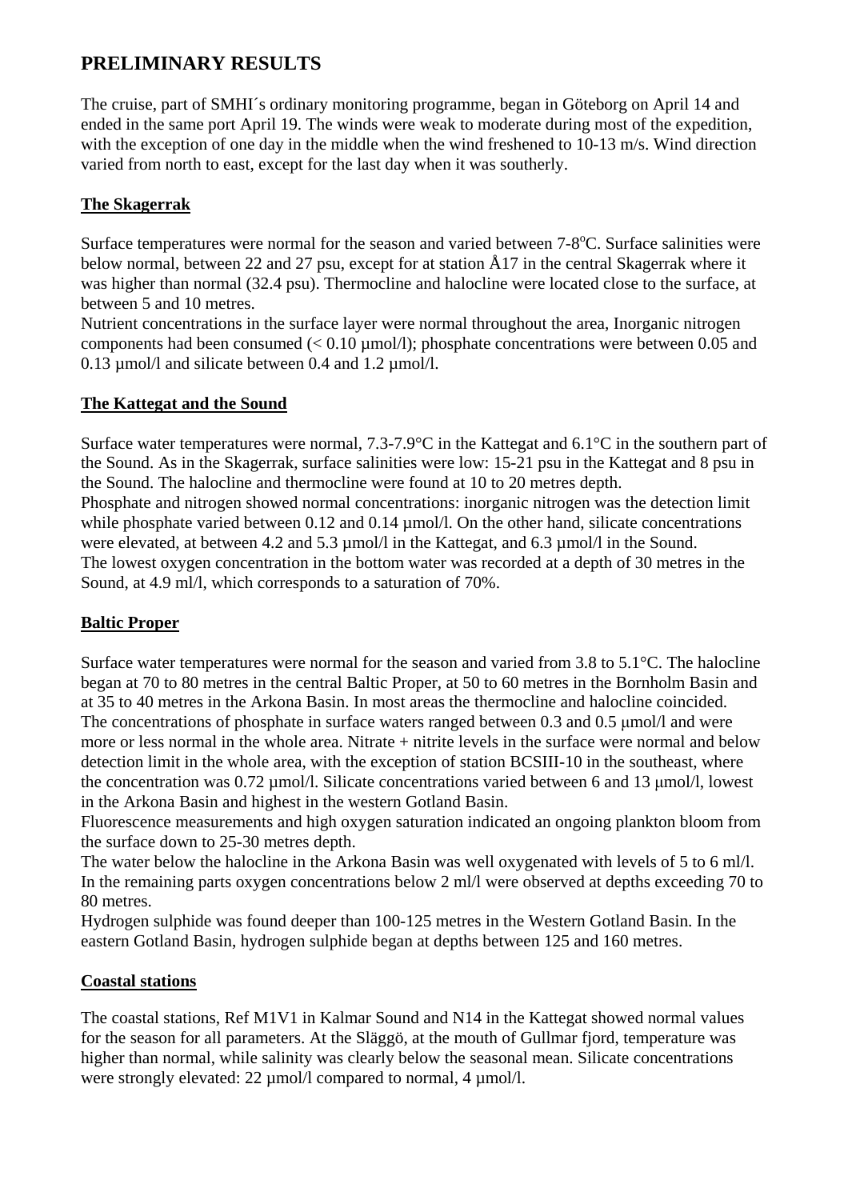## PRELIMINARY RESULTS

The cruise, part of SMHI´s ordinary monitoring programme, began in Göteborg on April 14 and ended in the same port April 19. The winds were weak to moderate during most of the expedition, with the exception of one day in the middle when the wind freshened to 10-13 m/s. Wind direction varied from north to east, except for the last day when it was southerly.

### The Skagerrak

Surface temperatures were normal for the season and varied between 7-8°C. Surface salinities were below normal, between 22 and 27 psu, except for at station Å17 in the central Skagerrak where it was higher than normal (32.4 psu). Thermocline and halocline were located close to the surface, at between 5 and 10 metres.
Nutrient concentrations in the surface layer were normal throughout the area, Inorganic nitrogen components had been consumed (< 0.10 µmol/l); phosphate concentrations were between 0.05 and 0.13 µmol/l and silicate between 0.4 and 1.2 µmol/l.

### The Kattegat and the Sound

Surface water temperatures were normal, 7.3-7.9°C in the Kattegat and 6.1°C in the southern part of the Sound. As in the Skagerrak, surface salinities were low: 15-21 psu in the Kattegat and 8 psu in the Sound. The halocline and thermocline were found at 10 to 20 metres depth.
Phosphate and nitrogen showed normal concentrations: inorganic nitrogen was the detection limit while phosphate varied between 0.12 and 0.14 µmol/l. On the other hand, silicate concentrations were elevated, at between 4.2 and 5.3 µmol/l in the Kattegat, and 6.3 µmol/l in the Sound.
The lowest oxygen concentration in the bottom water was recorded at a depth of 30 metres in the Sound, at 4.9 ml/l, which corresponds to a saturation of 70%.

### Baltic Proper

Surface water temperatures were normal for the season and varied from 3.8 to 5.1°C. The halocline began at 70 to 80 metres in the central Baltic Proper, at 50 to 60 metres in the Bornholm Basin and at 35 to 40 metres in the Arkona Basin. In most areas the thermocline and halocline coincided.
The concentrations of phosphate in surface waters ranged between 0.3 and 0.5 µmol/l and were more or less normal in the whole area. Nitrate + nitrite levels in the surface were normal and below detection limit in the whole area, with the exception of station BCSIII-10 in the southeast, where the concentration was 0.72 µmol/l. Silicate concentrations varied between 6 and 13 µmol/l, lowest in the Arkona Basin and highest in the western Gotland Basin.
Fluorescence measurements and high oxygen saturation indicated an ongoing plankton bloom from the surface down to 25-30 metres depth.
The water below the halocline in the Arkona Basin was well oxygenated with levels of 5 to 6 ml/l. In the remaining parts oxygen concentrations below 2 ml/l were observed at depths exceeding 70 to 80 metres.
Hydrogen sulphide was found deeper than 100-125 metres in the Western Gotland Basin. In the eastern Gotland Basin, hydrogen sulphide began at depths between 125 and 160 metres.

### Coastal stations

The coastal stations, Ref M1V1 in Kalmar Sound and N14 in the Kattegat showed normal values for the season for all parameters. At the Släggö, at the mouth of Gullmar fjord, temperature was higher than normal, while salinity was clearly below the seasonal mean. Silicate concentrations were strongly elevated: 22 µmol/l compared to normal, 4 µmol/l.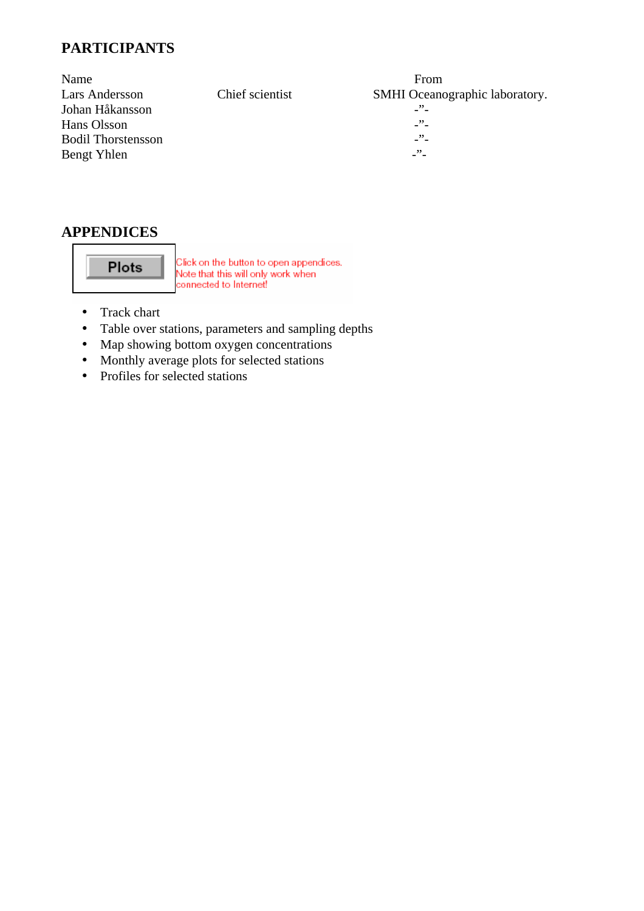## PARTICIPANTS

| Name | | From |
|---|---|---|
| Lars Andersson | Chief scientist | SMHI Oceanographic laboratory. |
| Johan Håkansson | | -”- |
| Hans Olsson | | -”- |
| Bodil Thorstensson | | -”- |
| Bengt Yhlen | | -”- |

## APPENDICES

Plots

Click on the button to open appendices. Note that this will only work when connected to Internet!

- Track chart
- Table over stations, parameters and sampling depths
- Map showing bottom oxygen concentrations
- Monthly average plots for selected stations
- Profiles for selected stations